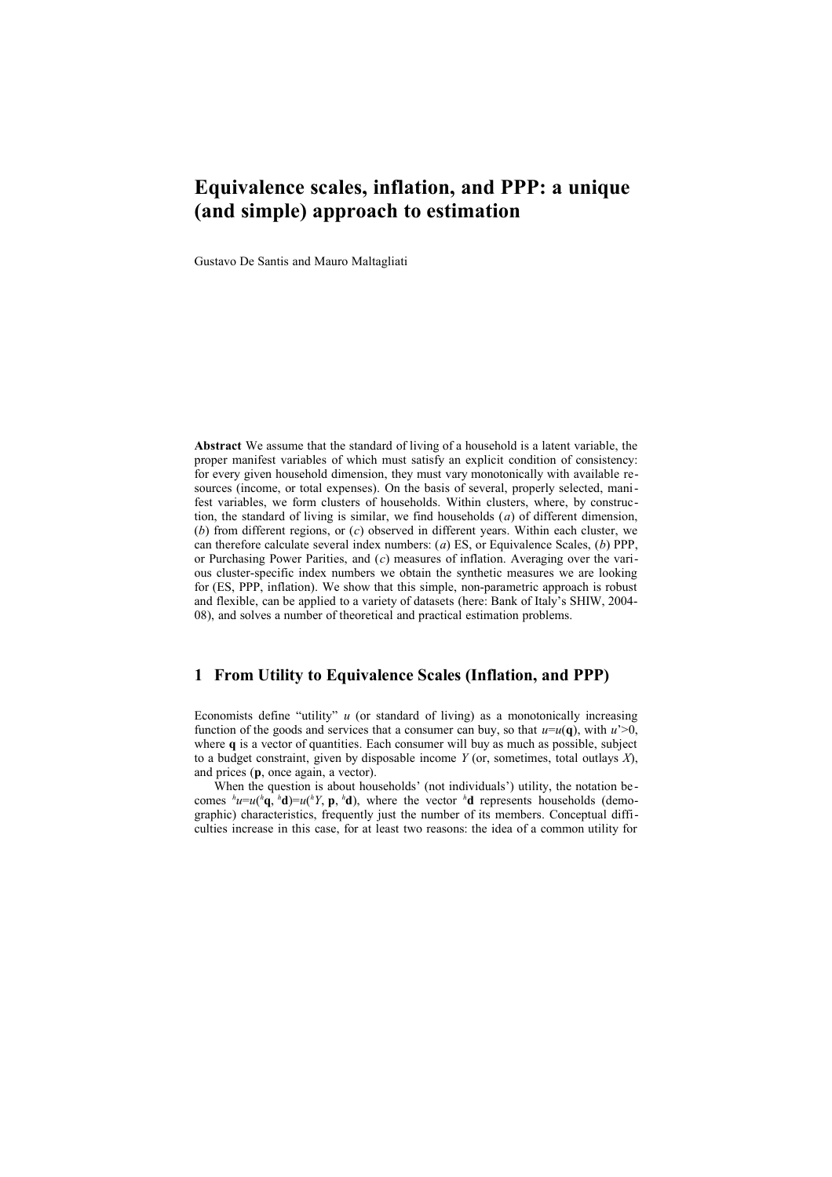# Equivalence scales, inflation, and PPP: a unique (and simple) approach to estimation

Gustavo De Santis and Mauro Maltagliati

**Abstract** We assume that the standard of living of a household is a latent variable, the proper manifest variables of which must satisfy an explicit condition of consistency: for every given household dimension, they must vary monotonically with available resources (income, or total expenses). On the basis of several, properly selected, manifest variables, we form clusters of households. Within clusters, where, by construction, the standard of living is similar, we find households (*a*) of different dimension, (*b*) from different regions, or (*c*) observed in different years. Within each cluster, we can therefore calculate several index numbers: (*a*) ES, or Equivalence Scales, (*b*) PPP, or Purchasing Power Parities, and (*c*) measures of inflation. Averaging over the various cluster-specific index numbers we obtain the synthetic measures we are looking for (ES, PPP, inflation). We show that this simple, non-parametric approach is robust and flexible, can be applied to a variety of datasets (here: Bank of Italy's SHIW, 2004-08), and solves a number of theoretical and practical estimation problems.

## 1 From Utility to Equivalence Scales (Inflation, and PPP)

Economists define "utility" $u$ (or standard of living) as a monotonically increasing function of the goods and services that a consumer can buy, so that $u=u(\mathbf{q})$, with $u'>0$, where $\mathbf{q}$ is a vector of quantities. Each consumer will buy as much as possible, subject to a budget constraint, given by disposable income $Y$ (or, sometimes, total outlays $X$), and prices ($\mathbf{p}$, once again, a vector).

When the question is about households' (not individuals') utility, the notation becomes ${}^{h}u=u({}^{h}\mathbf{q}, {}^{h}\mathbf{d})=u({}^{h}Y, \mathbf{p}, {}^{h}\mathbf{d})$, where the vector ${}^{h}\mathbf{d}$ represents households (demographic) characteristics, frequently just the number of its members. Conceptual difficulties increase in this case, for at least two reasons: the idea of a common utility for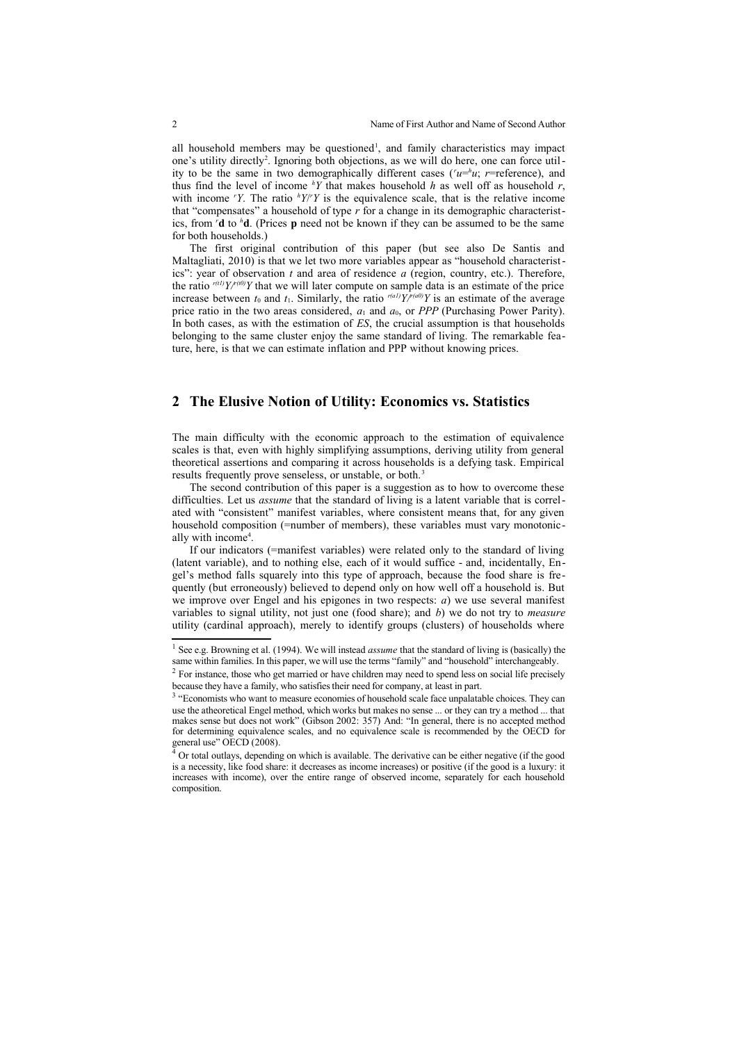all household members may be questioned[1], and family characteristics may impact one's utility directly[2]. Ignoring both objections, as we will do here, one can force utility to be the same in two demographically different cases (${}^{r}u={}^{h}u$; $r$=reference), and thus find the level of income ${}^{h}Y$ that makes household $h$ as well off as household $r$, with income ${}^{r}Y$. The ratio ${}^{h}Y/{}^{r}Y$ is the equivalence scale, that is the relative income that "compensates" a household of type $r$ for a change in its demographic characteristics, from ${}^{r}\mathbf{d}$ to ${}^{h}\mathbf{d}$. (Prices $\mathbf{p}$ need not be known if they can be assumed to be the same for both households.)

The first original contribution of this paper (but see also De Santis and Maltagliati, 2010) is that we let two more variables appear as "household characteristics": year of observation $t$ and area of residence $a$ (region, country, etc.). Therefore, the ratio ${}^{r(t1)}Y/{}^{r(t0)}Y$ that we will later compute on sample data is an estimate of the price increase between $t_0$ and $t_1$. Similarly, the ratio ${}^{r(a1)}Y/{}^{r(a0)}Y$ is an estimate of the average price ratio in the two areas considered, $a_1$ and $a_0$, or *PPP* (Purchasing Power Parity). In both cases, as with the estimation of *ES*, the crucial assumption is that households belonging to the same cluster enjoy the same standard of living. The remarkable feature, here, is that we can estimate inflation and PPP without knowing prices.

## 2 The Elusive Notion of Utility: Economics vs. Statistics

The main difficulty with the economic approach to the estimation of equivalence scales is that, even with highly simplifying assumptions, deriving utility from general theoretical assertions and comparing it across households is a defying task. Empirical results frequently prove senseless, or unstable, or both.[3]

The second contribution of this paper is a suggestion as to how to overcome these difficulties. Let us *assume* that the standard of living is a latent variable that is correlated with "consistent" manifest variables, where consistent means that, for any given household composition (=number of members), these variables must vary monotonically with income[4].

If our indicators (=manifest variables) were related only to the standard of living (latent variable), and to nothing else, each of it would suffice - and, incidentally, Engel's method falls squarely into this type of approach, because the food share is frequently (but erroneously) believed to depend only on how well off a household is. But we improve over Engel and his epigones in two respects: *a*) we use several manifest variables to signal utility, not just one (food share); and *b*) we do not try to *measure* utility (cardinal approach), merely to identify groups (clusters) of households where

---

[1] See e.g. Browning et al. (1994). We will instead *assume* that the standard of living is (basically) the same within families. In this paper, we will use the terms "family" and "household" interchangeably.

[2] For instance, those who get married or have children may need to spend less on social life precisely because they have a family, who satisfies their need for company, at least in part.

[3] "Economists who want to measure economies of household scale face unpalatable choices. They can use the atheoretical Engel method, which works but makes no sense ... or they can try a method ... that makes sense but does not work" (Gibson 2002: 357) And: "In general, there is no accepted method for determining equivalence scales, and no equivalence scale is recommended by the OECD for general use" OECD (2008).

[4] Or total outlays, depending on which is available. The derivative can be either negative (if the good is a necessity, like food share: it decreases as income increases) or positive (if the good is a luxury: it increases with income), over the entire range of observed income, separately for each household composition.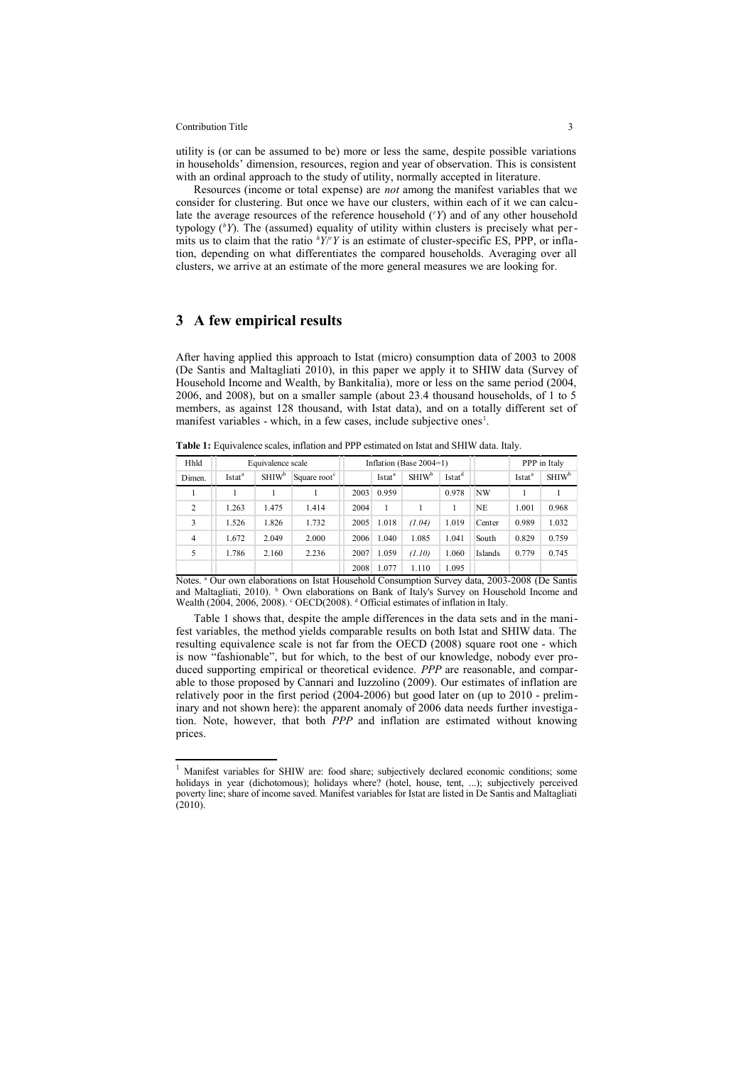utility is (or can be assumed to be) more or less the same, despite possible variations in households' dimension, resources, region and year of observation. This is consistent with an ordinal approach to the study of utility, normally accepted in literature.

Resources (income or total expense) are *not* among the manifest variables that we consider for clustering. But once we have our clusters, within each of it we can calculate the average resources of the reference household (${}^{r}Y$) and of any other household typology (${}^{h}Y$). The (assumed) equality of utility within clusters is precisely what permits us to claim that the ratio ${}^{h}Y/{}^{r}Y$ is an estimate of cluster-specific ES, PPP, or inflation, depending on what differentiates the compared households. Averaging over all clusters, we arrive at an estimate of the more general measures we are looking for.

## 3 A few empirical results

After having applied this approach to Istat (micro) consumption data of 2003 to 2008 (De Santis and Maltagliati 2010), in this paper we apply it to SHIW data (Survey of Household Income and Wealth, by Bankitalia), more or less on the same period (2004, 2006, and 2008), but on a smaller sample (about 23.4 thousand households, of 1 to 5 members, as against 128 thousand, with Istat data), and on a totally different set of manifest variables - which, in a few cases, include subjective ones[1].

**Table 1:** Equivalence scales, inflation and PPP estimated on Istat and SHIW data. Italy.

| Hhld | Equivalence scale | | | Inflation (Base 2004=1) | | | | | PPP in Italy | |
|---|---|---|---|---|---|---|---|---|---|---|
| Dimen. | Istat[a] | SHIW[b] | Square root[c] | | Istat[a] | SHIW[b] | Istat[d] | | Istat[a] | SHIW[b] |
| 1 | 1 | 1 | 1 | 2003 | 0.959 | | 0.978 | NW | 1 | 1 |
| 2 | 1.263 | 1.475 | 1.414 | 2004 | 1 | 1 | 1 | NE | 1.001 | 0.968 |
| 3 | 1.526 | 1.826 | 1.732 | 2005 | 1.018 | *(1.04)* | 1.019 | Center | 0.989 | 1.032 |
| 4 | 1.672 | 2.049 | 2.000 | 2006 | 1.040 | 1.085 | 1.041 | South | 0.829 | 0.759 |
| 5 | 1.786 | 2.160 | 2.236 | 2007 | 1.059 | *(1.10)* | 1.060 | Islands | 0.779 | 0.745 |
| | | | | 2008 | 1.077 | 1.110 | 1.095 | | | |

Notes. [a] Our own elaborations on Istat Household Consumption Survey data, 2003-2008 (De Santis and Maltagliati, 2010). [b] Own elaborations on Bank of Italy's Survey on Household Income and Wealth (2004, 2006, 2008). [c] OECD(2008). [d] Official estimates of inflation in Italy.

Table 1 shows that, despite the ample differences in the data sets and in the manifest variables, the method yields comparable results on both Istat and SHIW data. The resulting equivalence scale is not far from the OECD (2008) square root one - which is now "fashionable", but for which, to the best of our knowledge, nobody ever produced supporting empirical or theoretical evidence. *PPP* are reasonable, and comparable to those proposed by Cannari and Iuzzolino (2009). Our estimates of inflation are relatively poor in the first period (2004-2006) but good later on (up to 2010 - preliminary and not shown here): the apparent anomaly of 2006 data needs further investigation. Note, however, that both *PPP* and inflation are estimated without knowing prices.

[1] Manifest variables for SHIW are: food share; subjectively declared economic conditions; some holidays in year (dichotomous); holidays where? (hotel, house, tent, ...); subjectively perceived poverty line; share of income saved. Manifest variables for Istat are listed in De Santis and Maltagliati (2010).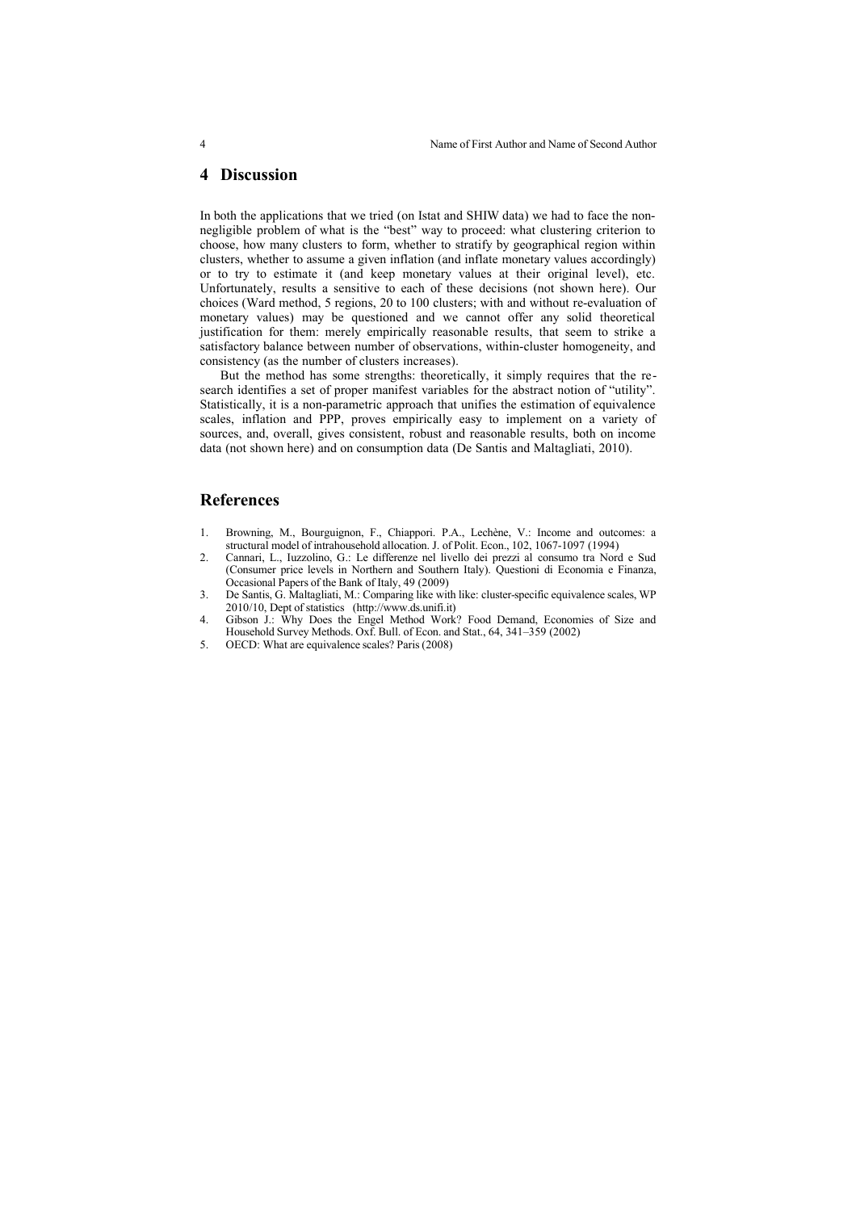## 4 Discussion

In both the applications that we tried (on Istat and SHIW data) we had to face the non-negligible problem of what is the "best" way to proceed: what clustering criterion to choose, how many clusters to form, whether to stratify by geographical region within clusters, whether to assume a given inflation (and inflate monetary values accordingly) or to try to estimate it (and keep monetary values at their original level), etc. Unfortunately, results a sensitive to each of these decisions (not shown here). Our choices (Ward method, 5 regions, 20 to 100 clusters; with and without re-evaluation of monetary values) may be questioned and we cannot offer any solid theoretical justification for them: merely empirically reasonable results, that seem to strike a satisfactory balance between number of observations, within-cluster homogeneity, and consistency (as the number of clusters increases).

But the method has some strengths: theoretically, it simply requires that the research identifies a set of proper manifest variables for the abstract notion of "utility". Statistically, it is a non-parametric approach that unifies the estimation of equivalence scales, inflation and PPP, proves empirically easy to implement on a variety of sources, and, overall, gives consistent, robust and reasonable results, both on income data (not shown here) and on consumption data (De Santis and Maltagliati, 2010).

## References

1. Browning, M., Bourguignon, F., Chiappori. P.A., Lechène, V.: Income and outcomes: a structural model of intrahousehold allocation. J. of Polit. Econ., 102, 1067-1097 (1994)
2. Cannari, L., Iuzzolino, G.: Le differenze nel livello dei prezzi al consumo tra Nord e Sud (Consumer price levels in Northern and Southern Italy). Questioni di Economia e Finanza, Occasional Papers of the Bank of Italy, 49 (2009)
3. De Santis, G. Maltagliati, M.: Comparing like with like: cluster-specific equivalence scales, WP 2010/10, Dept of statistics (http://www.ds.unifi.it)
4. Gibson J.: Why Does the Engel Method Work? Food Demand, Economies of Size and Household Survey Methods. Oxf. Bull. of Econ. and Stat., 64, 341–359 (2002)
5. OECD: What are equivalence scales? Paris (2008)